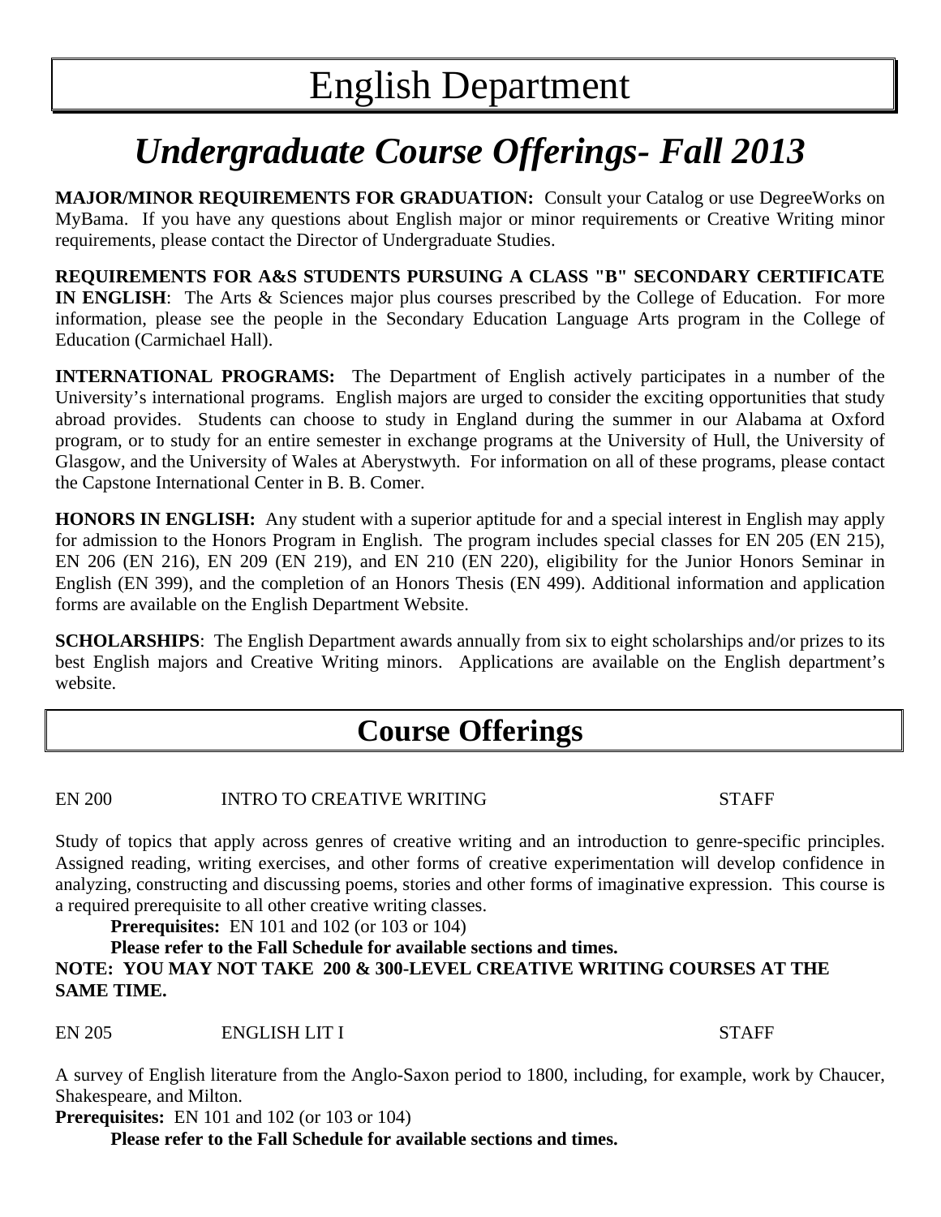# English Department

## *Undergraduate Course Offerings- Fall 2013*

**MAJOR/MINOR REQUIREMENTS FOR GRADUATION:** Consult your Catalog or use DegreeWorks on MyBama. If you have any questions about English major or minor requirements or Creative Writing minor requirements, please contact the Director of Undergraduate Studies.

**REQUIREMENTS FOR A&S STUDENTS PURSUING A CLASS "B" SECONDARY CERTIFICATE IN ENGLISH**: The Arts & Sciences major plus courses prescribed by the College of Education. For more information, please see the people in the Secondary Education Language Arts program in the College of Education (Carmichael Hall).

**INTERNATIONAL PROGRAMS:** The Department of English actively participates in a number of the University's international programs. English majors are urged to consider the exciting opportunities that study abroad provides. Students can choose to study in England during the summer in our Alabama at Oxford program, or to study for an entire semester in exchange programs at the University of Hull, the University of Glasgow, and the University of Wales at Aberystwyth. For information on all of these programs, please contact the Capstone International Center in B. B. Comer.

**HONORS IN ENGLISH:** Any student with a superior aptitude for and a special interest in English may apply for admission to the Honors Program in English. The program includes special classes for EN 205 (EN 215), EN 206 (EN 216), EN 209 (EN 219), and EN 210 (EN 220), eligibility for the Junior Honors Seminar in English (EN 399), and the completion of an Honors Thesis (EN 499). Additional information and application forms are available on the English Department Website.

**SCHOLARSHIPS**: The English Department awards annually from six to eight scholarships and/or prizes to its best English majors and Creative Writing minors. Applications are available on the English department's website.

## Course Offerings

EN 200 INTRO TO CREATIVE WRITING STAFF

Study of topics that apply across genres of creative writing and an introduction to genre-specific principles. Assigned reading, writing exercises, and other forms of creative experimentation will develop confidence in analyzing, constructing and discussing poems, stories and other forms of imaginative expression. This course is a required prerequisite to all other creative writing classes.

**Prerequisites:** EN 101 and 102 (or 103 or 104)

**Please refer to the Fall Schedule for available sections and times.**

**NOTE: YOU MAY NOT TAKE 200 & 300-LEVEL CREATIVE WRITING COURSES AT THE SAME TIME.**

EN 205 ENGLISH LIT I STAFF

A survey of English literature from the Anglo-Saxon period to 1800, including, for example, work by Chaucer, Shakespeare, and Milton.

**Prerequisites:** EN 101 and 102 (or 103 or 104)

**Please refer to the Fall Schedule for available sections and times.**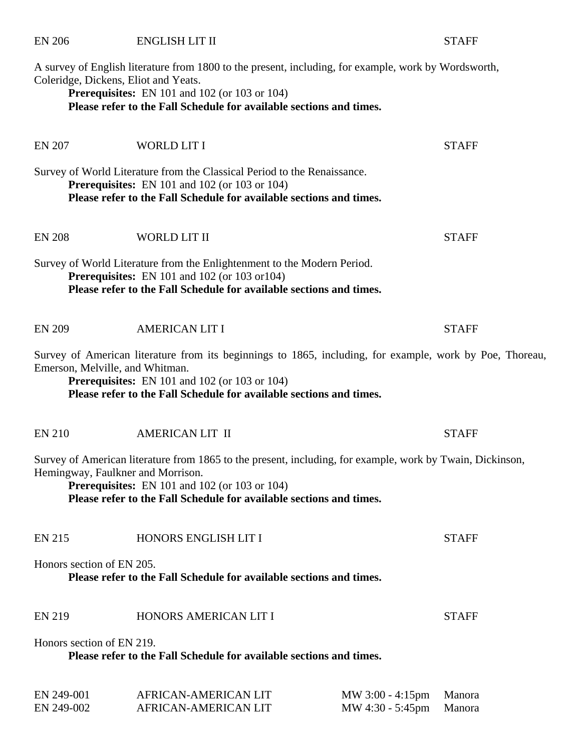EN 206 ENGLISH LIT II STAFF

A survey of English literature from 1800 to the present, including, for example, work by Wordsworth, Coleridge, Dickens, Eliot and Yeats.

**Prerequisites:** EN 101 and 102 (or 103 or 104)
**Please refer to the Fall Schedule for available sections and times.**

EN 207 WORLD LIT I STAFF

Survey of World Literature from the Classical Period to the Renaissance.

**Prerequisites:** EN 101 and 102 (or 103 or 104)
**Please refer to the Fall Schedule for available sections and times.**

EN 208 WORLD LIT II STAFF

Survey of World Literature from the Enlightenment to the Modern Period.

**Prerequisites:** EN 101 and 102 (or 103 or104)
**Please refer to the Fall Schedule for available sections and times.**

EN 209 AMERICAN LIT I STAFF

Survey of American literature from its beginnings to 1865, including, for example, work by Poe, Thoreau, Emerson, Melville, and Whitman.

**Prerequisites:** EN 101 and 102 (or 103 or 104)
**Please refer to the Fall Schedule for available sections and times.**

EN 210 AMERICAN LIT II STAFF

Survey of American literature from 1865 to the present, including, for example, work by Twain, Dickinson, Hemingway, Faulkner and Morrison.

**Prerequisites:** EN 101 and 102 (or 103 or 104)
**Please refer to the Fall Schedule for available sections and times.**

EN 215 HONORS ENGLISH LIT I STAFF

Honors section of EN 205.

**Please refer to the Fall Schedule for available sections and times.**

EN 219 HONORS AMERICAN LIT I STAFF

Honors section of EN 219.

**Please refer to the Fall Schedule for available sections and times.**

| | | | |
|---|---|---|---|
| EN 249-001 | AFRICAN-AMERICAN LIT | MW 3:00 - 4:15pm | Manora |
| EN 249-002 | AFRICAN-AMERICAN LIT | MW 4:30 - 5:45pm | Manora |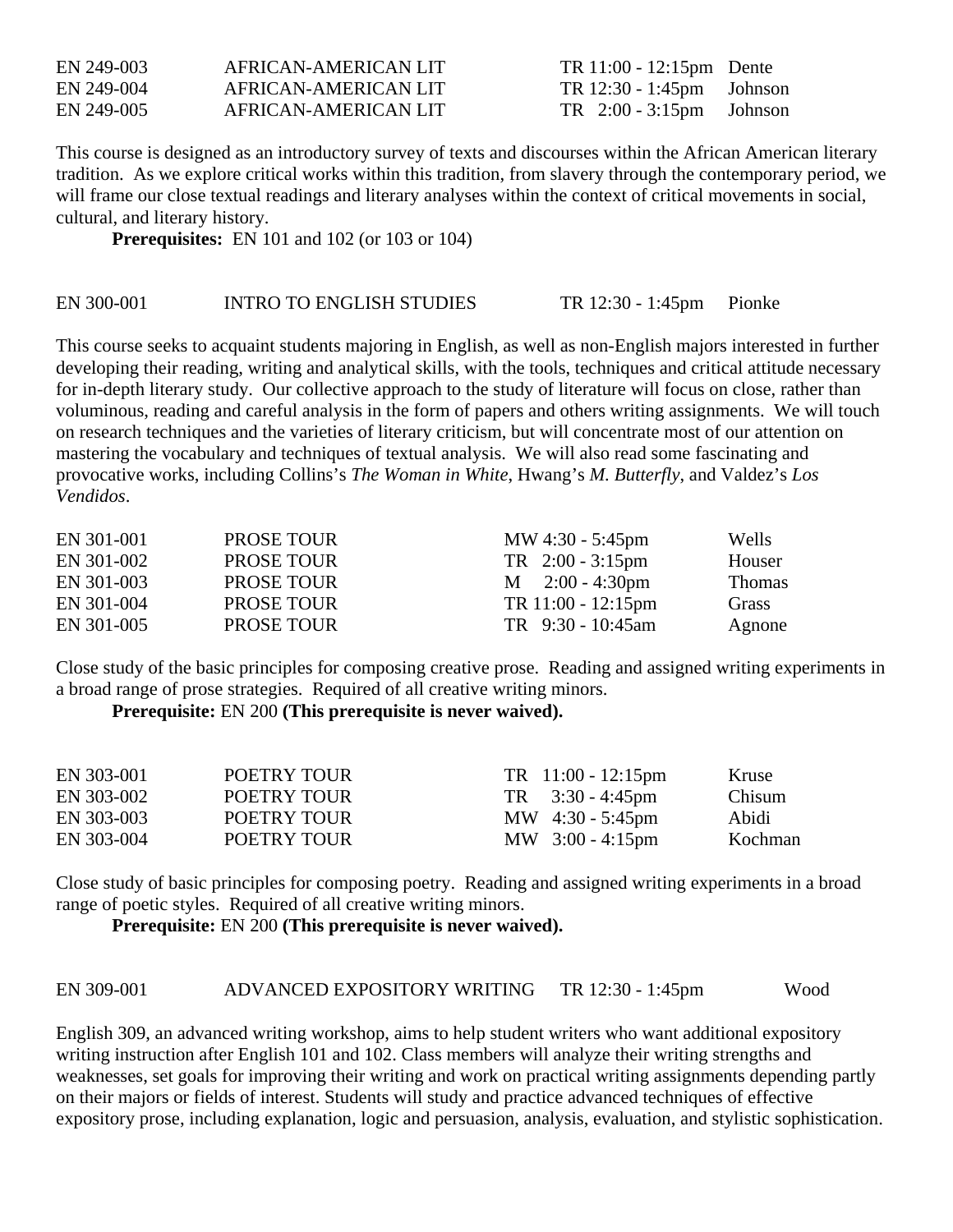| | | | |
|---|---|---|---|
| EN 249-003 | AFRICAN-AMERICAN LIT | TR 11:00 - 12:15pm | Dente |
| EN 249-004 | AFRICAN-AMERICAN LIT | TR 12:30 - 1:45pm | Johnson |
| EN 249-005 | AFRICAN-AMERICAN LIT | TR 2:00 - 3:15pm | Johnson |

This course is designed as an introductory survey of texts and discourses within the African American literary tradition. As we explore critical works within this tradition, from slavery through the contemporary period, we will frame our close textual readings and literary analyses within the context of critical movements in social, cultural, and literary history.

**Prerequisites:** EN 101 and 102 (or 103 or 104)

| | | | |
|---|---|---|---|
| EN 300-001 | INTRO TO ENGLISH STUDIES | TR 12:30 - 1:45pm | Pionke |

This course seeks to acquaint students majoring in English, as well as non-English majors interested in further developing their reading, writing and analytical skills, with the tools, techniques and critical attitude necessary for in-depth literary study. Our collective approach to the study of literature will focus on close, rather than voluminous, reading and careful analysis in the form of papers and others writing assignments. We will touch on research techniques and the varieties of literary criticism, but will concentrate most of our attention on mastering the vocabulary and techniques of textual analysis. We will also read some fascinating and provocative works, including Collins's *The Woman in White*, Hwang's *M. Butterfly*, and Valdez's *Los Vendidos*.

| | | | |
|---|---|---|---|
| EN 301-001 | PROSE TOUR | MW 4:30 - 5:45pm | Wells |
| EN 301-002 | PROSE TOUR | TR 2:00 - 3:15pm | Houser |
| EN 301-003 | PROSE TOUR | M 2:00 - 4:30pm | Thomas |
| EN 301-004 | PROSE TOUR | TR 11:00 - 12:15pm | Grass |
| EN 301-005 | PROSE TOUR | TR 9:30 - 10:45am | Agnone |

Close study of the basic principles for composing creative prose. Reading and assigned writing experiments in a broad range of prose strategies. Required of all creative writing minors.

**Prerequisite:** EN 200 **(This prerequisite is never waived).**

| | | | |
|---|---|---|---|
| EN 303-001 | POETRY TOUR | TR 11:00 - 12:15pm | Kruse |
| EN 303-002 | POETRY TOUR | TR 3:30 - 4:45pm | Chisum |
| EN 303-003 | POETRY TOUR | MW 4:30 - 5:45pm | Abidi |
| EN 303-004 | POETRY TOUR | MW 3:00 - 4:15pm | Kochman |

Close study of basic principles for composing poetry. Reading and assigned writing experiments in a broad range of poetic styles. Required of all creative writing minors.

**Prerequisite:** EN 200 **(This prerequisite is never waived).**

| | | | |
|---|---|---|---|
| EN 309-001 | ADVANCED EXPOSITORY WRITING | TR 12:30 - 1:45pm | Wood |

English 309, an advanced writing workshop, aims to help student writers who want additional expository writing instruction after English 101 and 102. Class members will analyze their writing strengths and weaknesses, set goals for improving their writing and work on practical writing assignments depending partly on their majors or fields of interest. Students will study and practice advanced techniques of effective expository prose, including explanation, logic and persuasion, analysis, evaluation, and stylistic sophistication.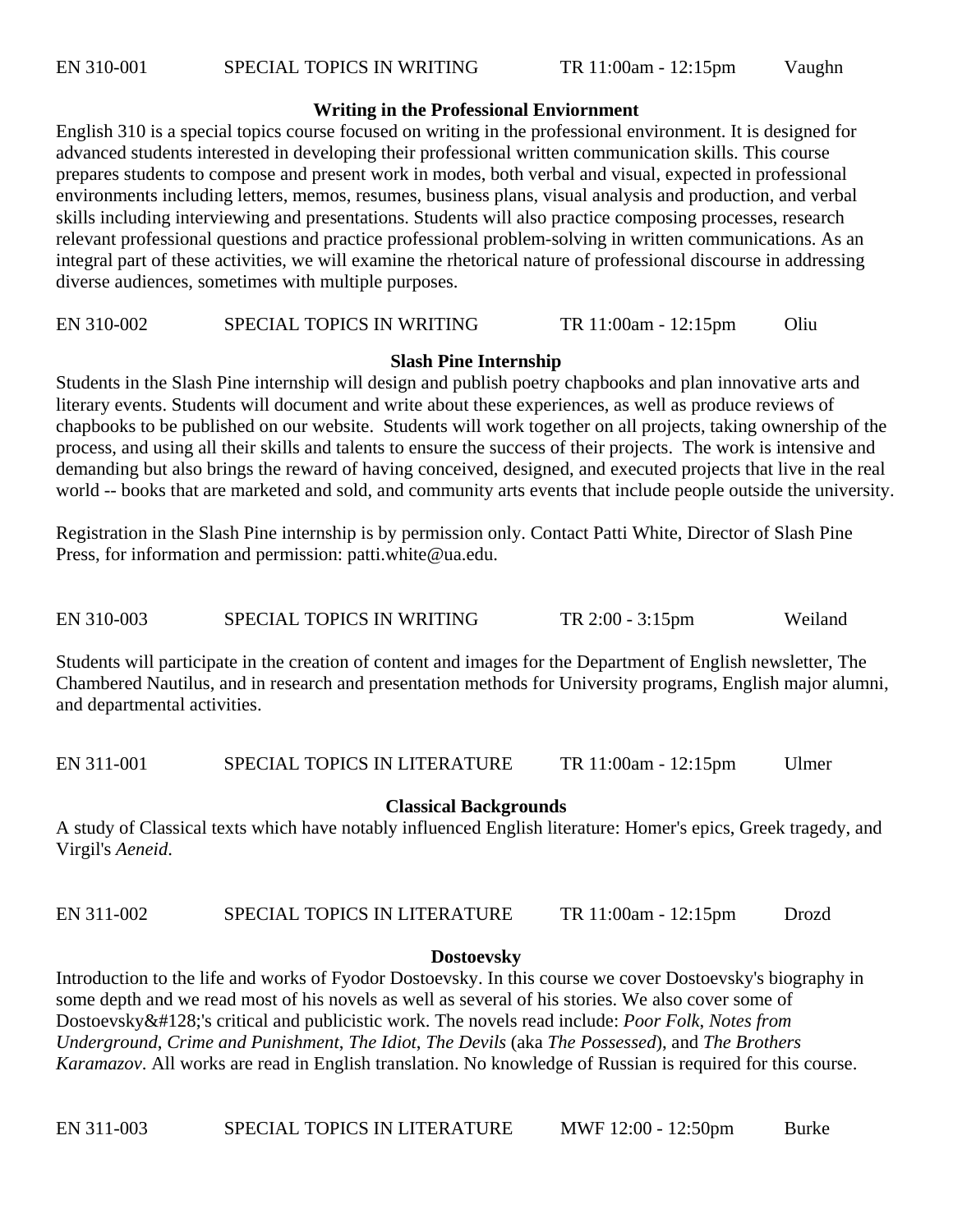EN 310-001 SPECIAL TOPICS IN WRITING TR 11:00am - 12:15pm Vaughn

**Writing in the Professional Enviornment**

English 310 is a special topics course focused on writing in the professional environment. It is designed for advanced students interested in developing their professional written communication skills. This course prepares students to compose and present work in modes, both verbal and visual, expected in professional environments including letters, memos, resumes, business plans, visual analysis and production, and verbal skills including interviewing and presentations. Students will also practice composing processes, research relevant professional questions and practice professional problem-solving in written communications. As an integral part of these activities, we will examine the rhetorical nature of professional discourse in addressing diverse audiences, sometimes with multiple purposes.

EN 310-002 SPECIAL TOPICS IN WRITING TR 11:00am - 12:15pm Oliu

**Slash Pine Internship**

Students in the Slash Pine internship will design and publish poetry chapbooks and plan innovative arts and literary events. Students will document and write about these experiences, as well as produce reviews of chapbooks to be published on our website. Students will work together on all projects, taking ownership of the process, and using all their skills and talents to ensure the success of their projects. The work is intensive and demanding but also brings the reward of having conceived, designed, and executed projects that live in the real world -- books that are marketed and sold, and community arts events that include people outside the university.

Registration in the Slash Pine internship is by permission only. Contact Patti White, Director of Slash Pine Press, for information and permission: patti.white@ua.edu.

EN 310-003 SPECIAL TOPICS IN WRITING TR 2:00 - 3:15pm Weiland

Students will participate in the creation of content and images for the Department of English newsletter, The Chambered Nautilus, and in research and presentation methods for University programs, English major alumni, and departmental activities.

EN 311-001 SPECIAL TOPICS IN LITERATURE TR 11:00am - 12:15pm Ulmer

**Classical Backgrounds**

A study of Classical texts which have notably influenced English literature: Homer's epics, Greek tragedy, and Virgil's *Aeneid*.

EN 311-002 SPECIAL TOPICS IN LITERATURE TR 11:00am - 12:15pm Drozd

**Dostoevsky**

Introduction to the life and works of Fyodor Dostoevsky. In this course we cover Dostoevsky's biography in some depth and we read most of his novels as well as several of his stories. We also cover some of Dostoevsky&#128;'s critical and publicistic work. The novels read include: *Poor Folk*, *Notes from Underground*, *Crime and Punishment*, *The Idiot*, *The Devils* (aka *The Possessed*), and *The Brothers Karamazov*. All works are read in English translation. No knowledge of Russian is required for this course.

EN 311-003 SPECIAL TOPICS IN LITERATURE MWF 12:00 - 12:50pm Burke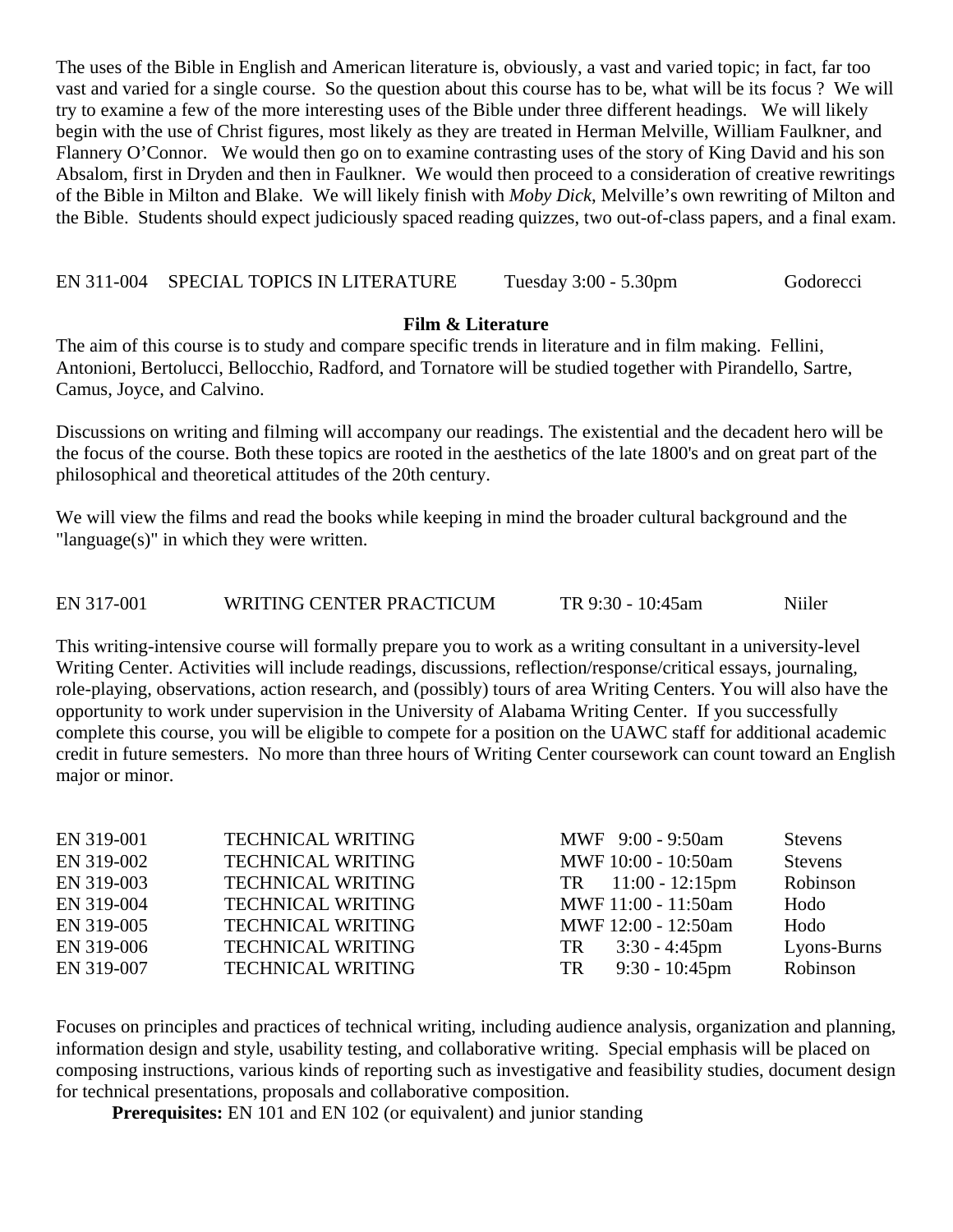The uses of the Bible in English and American literature is, obviously, a vast and varied topic; in fact, far too vast and varied for a single course. So the question about this course has to be, what will be its focus ? We will try to examine a few of the more interesting uses of the Bible under three different headings. We will likely begin with the use of Christ figures, most likely as they are treated in Herman Melville, William Faulkner, and Flannery O'Connor. We would then go on to examine contrasting uses of the story of King David and his son Absalom, first in Dryden and then in Faulkner. We would then proceed to a consideration of creative rewritings of the Bible in Milton and Blake. We will likely finish with *Moby Dick*, Melville's own rewriting of Milton and the Bible. Students should expect judiciously spaced reading quizzes, two out-of-class papers, and a final exam.

EN 311-004 SPECIAL TOPICS IN LITERATURE Tuesday 3:00 - 5.30pm Godorecci

**Film & Literature**

The aim of this course is to study and compare specific trends in literature and in film making. Fellini, Antonioni, Bertolucci, Bellocchio, Radford, and Tornatore will be studied together with Pirandello, Sartre, Camus, Joyce, and Calvino.

Discussions on writing and filming will accompany our readings. The existential and the decadent hero will be the focus of the course. Both these topics are rooted in the aesthetics of the late 1800's and on great part of the philosophical and theoretical attitudes of the 20th century.

We will view the films and read the books while keeping in mind the broader cultural background and the "language(s)" in which they were written.

EN 317-001 WRITING CENTER PRACTICUM TR 9:30 - 10:45am Niiler

This writing-intensive course will formally prepare you to work as a writing consultant in a university-level Writing Center. Activities will include readings, discussions, reflection/response/critical essays, journaling, role-playing, observations, action research, and (possibly) tours of area Writing Centers. You will also have the opportunity to work under supervision in the University of Alabama Writing Center. If you successfully complete this course, you will be eligible to compete for a position on the UAWC staff for additional academic credit in future semesters. No more than three hours of Writing Center coursework can count toward an English major or minor.

| | | | |
|---|---|---|---|
| EN 319-001 | TECHNICAL WRITING | MWF 9:00 - 9:50am | Stevens |
| EN 319-002 | TECHNICAL WRITING | MWF 10:00 - 10:50am | Stevens |
| EN 319-003 | TECHNICAL WRITING | TR 11:00 - 12:15pm | Robinson |
| EN 319-004 | TECHNICAL WRITING | MWF 11:00 - 11:50am | Hodo |
| EN 319-005 | TECHNICAL WRITING | MWF 12:00 - 12:50am | Hodo |
| EN 319-006 | TECHNICAL WRITING | TR 3:30 - 4:45pm | Lyons-Burns |
| EN 319-007 | TECHNICAL WRITING | TR 9:30 - 10:45pm | Robinson |

Focuses on principles and practices of technical writing, including audience analysis, organization and planning, information design and style, usability testing, and collaborative writing. Special emphasis will be placed on composing instructions, various kinds of reporting such as investigative and feasibility studies, document design for technical presentations, proposals and collaborative composition.

**Prerequisites:** EN 101 and EN 102 (or equivalent) and junior standing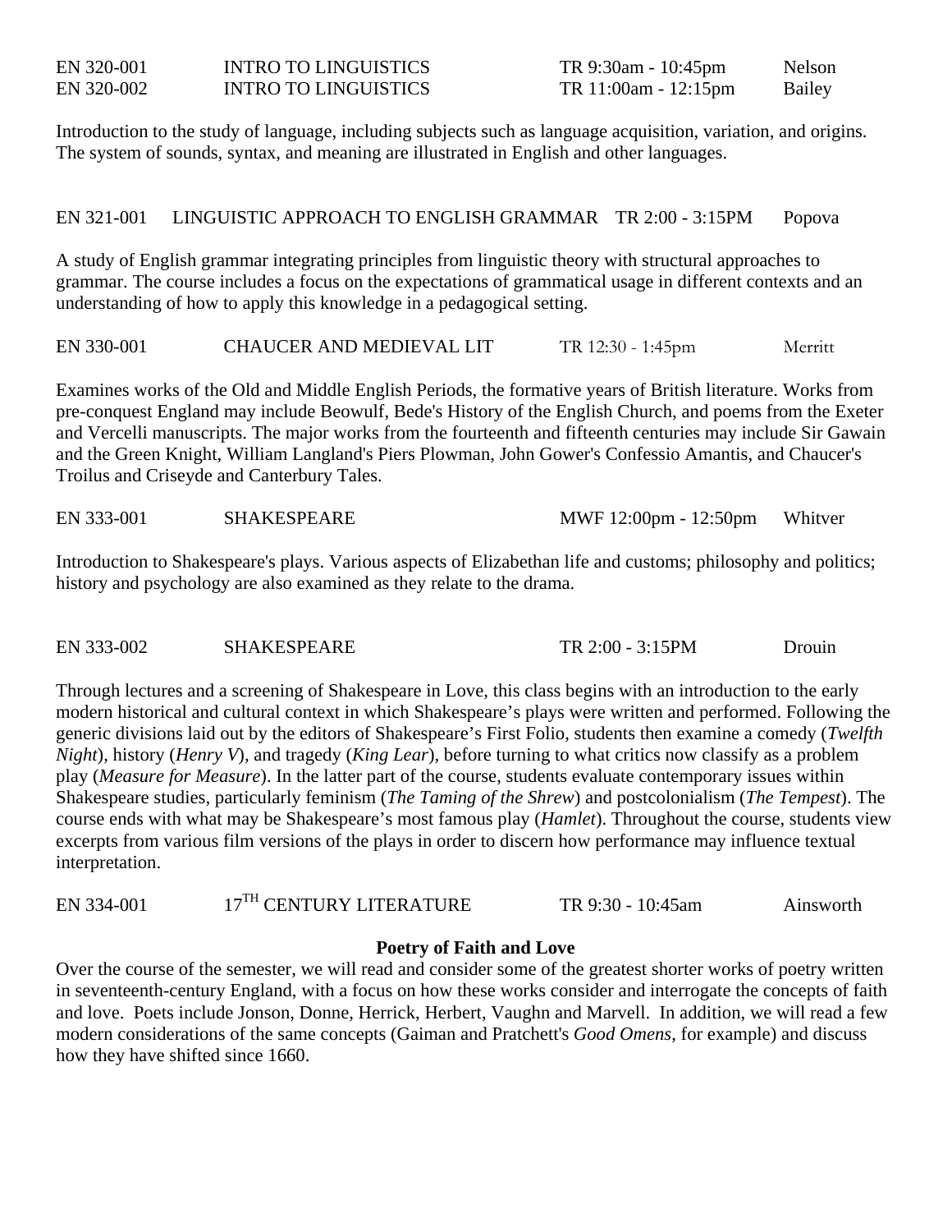EN 320-001 INTRO TO LINGUISTICS TR 9:30am - 10:45pm Nelson
EN 320-002 INTRO TO LINGUISTICS TR 11:00am - 12:15pm Bailey

Introduction to the study of language, including subjects such as language acquisition, variation, and origins. The system of sounds, syntax, and meaning are illustrated in English and other languages.

EN 321-001 LINGUISTIC APPROACH TO ENGLISH GRAMMAR TR 2:00 - 3:15PM Popova

A study of English grammar integrating principles from linguistic theory with structural approaches to grammar. The course includes a focus on the expectations of grammatical usage in different contexts and an understanding of how to apply this knowledge in a pedagogical setting.

EN 330-001 CHAUCER AND MEDIEVAL LIT TR 12:30 - 1:45pm Merritt

Examines works of the Old and Middle English Periods, the formative years of British literature. Works from pre-conquest England may include Beowulf, Bede's History of the English Church, and poems from the Exeter and Vercelli manuscripts. The major works from the fourteenth and fifteenth centuries may include Sir Gawain and the Green Knight, William Langland's Piers Plowman, John Gower's Confessio Amantis, and Chaucer's Troilus and Criseyde and Canterbury Tales.

EN 333-001 SHAKESPEARE MWF 12:00pm - 12:50pm Whitver

Introduction to Shakespeare's plays. Various aspects of Elizabethan life and customs; philosophy and politics; history and psychology are also examined as they relate to the drama.

EN 333-002 SHAKESPEARE TR 2:00 - 3:15PM Drouin

Through lectures and a screening of Shakespeare in Love, this class begins with an introduction to the early modern historical and cultural context in which Shakespeare's plays were written and performed. Following the generic divisions laid out by the editors of Shakespeare's First Folio, students then examine a comedy (*Twelfth Night*), history (*Henry V*), and tragedy (*King Lear*), before turning to what critics now classify as a problem play (*Measure for Measure*). In the latter part of the course, students evaluate contemporary issues within Shakespeare studies, particularly feminism (*The Taming of the Shrew*) and postcolonialism (*The Tempest*). The course ends with what may be Shakespeare's most famous play (*Hamlet*). Throughout the course, students view excerpts from various film versions of the plays in order to discern how performance may influence textual interpretation.

EN 334-001 17TH CENTURY LITERATURE TR 9:30 - 10:45am Ainsworth

**Poetry of Faith and Love**

Over the course of the semester, we will read and consider some of the greatest shorter works of poetry written in seventeenth-century England, with a focus on how these works consider and interrogate the concepts of faith and love. Poets include Jonson, Donne, Herrick, Herbert, Vaughn and Marvell. In addition, we will read a few modern considerations of the same concepts (Gaiman and Pratchett's *Good Omens*, for example) and discuss how they have shifted since 1660.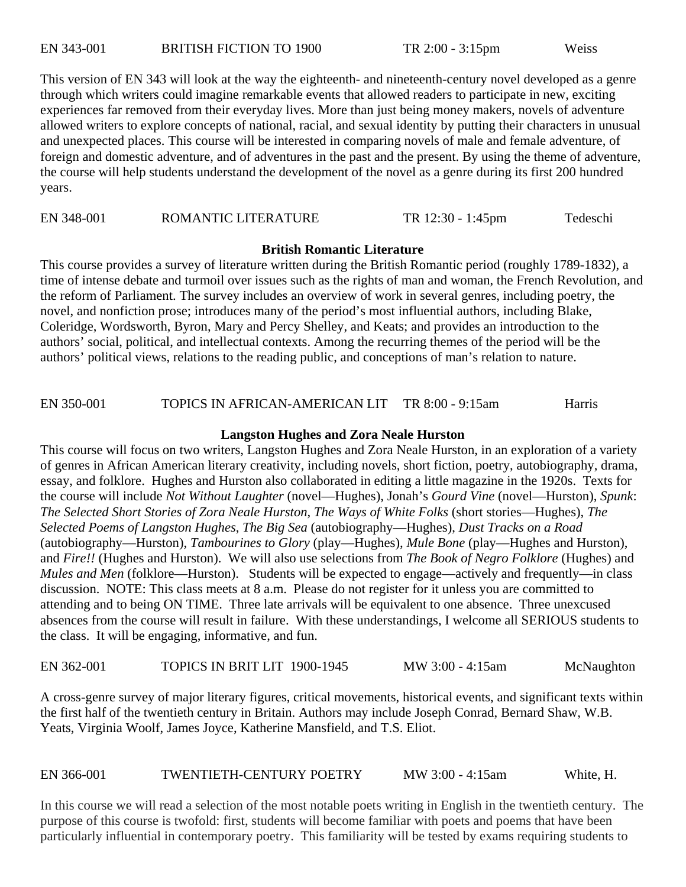EN 343-001 BRITISH FICTION TO 1900 TR 2:00 - 3:15pm Weiss

This version of EN 343 will look at the way the eighteenth- and nineteenth-century novel developed as a genre through which writers could imagine remarkable events that allowed readers to participate in new, exciting experiences far removed from their everyday lives. More than just being money makers, novels of adventure allowed writers to explore concepts of national, racial, and sexual identity by putting their characters in unusual and unexpected places. This course will be interested in comparing novels of male and female adventure, of foreign and domestic adventure, and of adventures in the past and the present. By using the theme of adventure, the course will help students understand the development of the novel as a genre during its first 200 hundred years.

EN 348-001 ROMANTIC LITERATURE TR 12:30 - 1:45pm Tedeschi

**British Romantic Literature**

This course provides a survey of literature written during the British Romantic period (roughly 1789-1832), a time of intense debate and turmoil over issues such as the rights of man and woman, the French Revolution, and the reform of Parliament. The survey includes an overview of work in several genres, including poetry, the novel, and nonfiction prose; introduces many of the period's most influential authors, including Blake, Coleridge, Wordsworth, Byron, Mary and Percy Shelley, and Keats; and provides an introduction to the authors' social, political, and intellectual contexts. Among the recurring themes of the period will be the authors' political views, relations to the reading public, and conceptions of man's relation to nature.

EN 350-001 TOPICS IN AFRICAN-AMERICAN LIT TR 8:00 - 9:15am Harris

**Langston Hughes and Zora Neale Hurston**

This course will focus on two writers, Langston Hughes and Zora Neale Hurston, in an exploration of a variety of genres in African American literary creativity, including novels, short fiction, poetry, autobiography, drama, essay, and folklore. Hughes and Hurston also collaborated in editing a little magazine in the 1920s. Texts for the course will include *Not Without Laughter* (novel—Hughes), Jonah's *Gourd Vine* (novel—Hurston), *Spunk*: *The Selected Short Stories of Zora Neale Hurston*, *The Ways of White Folks* (short stories—Hughes), *The Selected Poems of Langston Hughes*, *The Big Sea* (autobiography—Hughes), *Dust Tracks on a Road* (autobiography—Hurston), *Tambourines to Glory* (play—Hughes), *Mule Bone* (play—Hughes and Hurston), and *Fire!!* (Hughes and Hurston). We will also use selections from *The Book of Negro Folklore* (Hughes) and *Mules and Men* (folklore—Hurston). Students will be expected to engage—actively and frequently—in class discussion. NOTE: This class meets at 8 a.m. Please do not register for it unless you are committed to attending and to being ON TIME. Three late arrivals will be equivalent to one absence. Three unexcused absences from the course will result in failure. With these understandings, I welcome all SERIOUS students to the class. It will be engaging, informative, and fun.

EN 362-001 TOPICS IN BRIT LIT 1900-1945 MW 3:00 - 4:15am McNaughton

A cross-genre survey of major literary figures, critical movements, historical events, and significant texts within the first half of the twentieth century in Britain. Authors may include Joseph Conrad, Bernard Shaw, W.B. Yeats, Virginia Woolf, James Joyce, Katherine Mansfield, and T.S. Eliot.

EN 366-001 TWENTIETH-CENTURY POETRY MW 3:00 - 4:15am White, H.

In this course we will read a selection of the most notable poets writing in English in the twentieth century. The purpose of this course is twofold: first, students will become familiar with poets and poems that have been particularly influential in contemporary poetry. This familiarity will be tested by exams requiring students to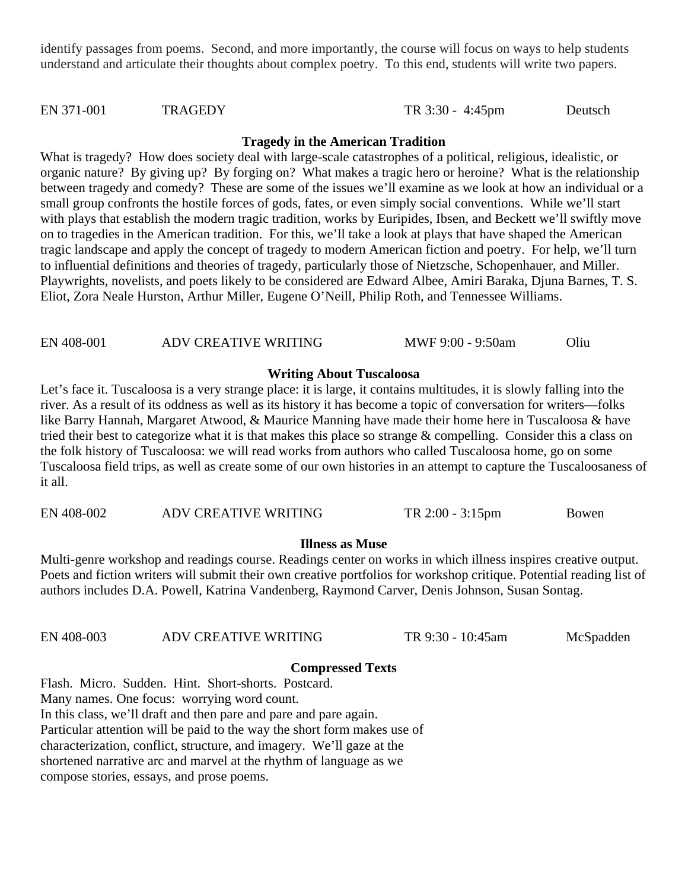identify passages from poems. Second, and more importantly, the course will focus on ways to help students understand and articulate their thoughts about complex poetry. To this end, students will write two papers.

| EN 371-001 | TRAGEDY | TR 3:30 - 4:45pm | Deutsch |
|---|---|---|---|

**Tragedy in the American Tradition**

What is tragedy? How does society deal with large-scale catastrophes of a political, religious, idealistic, or organic nature? By giving up? By forging on? What makes a tragic hero or heroine? What is the relationship between tragedy and comedy? These are some of the issues we'll examine as we look at how an individual or a small group confronts the hostile forces of gods, fates, or even simply social conventions. While we'll start with plays that establish the modern tragic tradition, works by Euripides, Ibsen, and Beckett we'll swiftly move on to tragedies in the American tradition. For this, we'll take a look at plays that have shaped the American tragic landscape and apply the concept of tragedy to modern American fiction and poetry. For help, we'll turn to influential definitions and theories of tragedy, particularly those of Nietzsche, Schopenhauer, and Miller. Playwrights, novelists, and poets likely to be considered are Edward Albee, Amiri Baraka, Djuna Barnes, T. S. Eliot, Zora Neale Hurston, Arthur Miller, Eugene O'Neill, Philip Roth, and Tennessee Williams.

| EN 408-001 | ADV CREATIVE WRITING | MWF 9:00 - 9:50am | Oliu |
|---|---|---|---|

**Writing About Tuscaloosa**

Let's face it. Tuscaloosa is a very strange place: it is large, it contains multitudes, it is slowly falling into the river. As a result of its oddness as well as its history it has become a topic of conversation for writers—folks like Barry Hannah, Margaret Atwood, & Maurice Manning have made their home here in Tuscaloosa & have tried their best to categorize what it is that makes this place so strange & compelling. Consider this a class on the folk history of Tuscaloosa: we will read works from authors who called Tuscaloosa home, go on some Tuscaloosa field trips, as well as create some of our own histories in an attempt to capture the Tuscaloosaness of it all.

| EN 408-002 | ADV CREATIVE WRITING | TR 2:00 - 3:15pm | Bowen |
|---|---|---|---|

**Illness as Muse**

Multi-genre workshop and readings course. Readings center on works in which illness inspires creative output. Poets and fiction writers will submit their own creative portfolios for workshop critique. Potential reading list of authors includes D.A. Powell, Katrina Vandenberg, Raymond Carver, Denis Johnson, Susan Sontag.

| EN 408-003 | ADV CREATIVE WRITING | TR 9:30 - 10:45am | McSpadden |
|---|---|---|---|

**Compressed Texts**

Flash. Micro. Sudden. Hint. Short-shorts. Postcard.
Many names. One focus: worrying word count.
In this class, we'll draft and then pare and pare and pare again.
Particular attention will be paid to the way the short form makes use of characterization, conflict, structure, and imagery. We'll gaze at the shortened narrative arc and marvel at the rhythm of language as we compose stories, essays, and prose poems.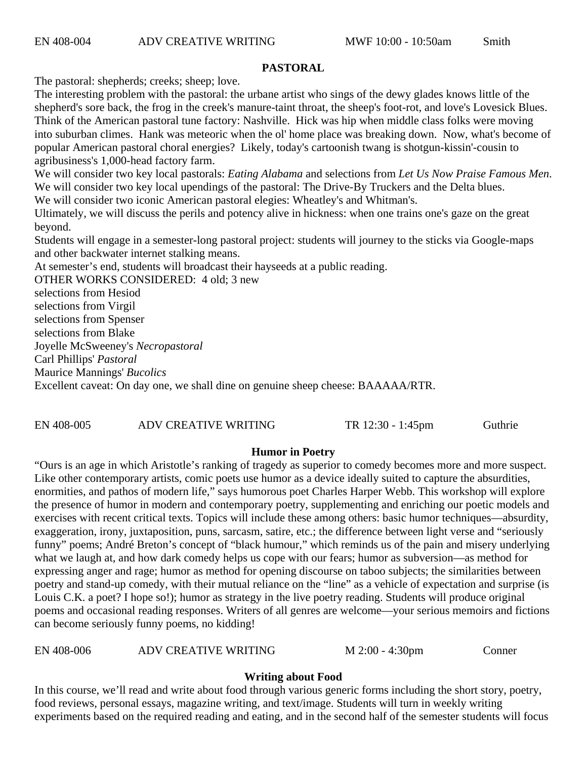EN 408-004 ADV CREATIVE WRITING MWF 10:00 - 10:50am Smith

**PASTORAL**

The pastoral: shepherds; creeks; sheep; love.
The interesting problem with the pastoral: the urbane artist who sings of the dewy glades knows little of the shepherd's sore back, the frog in the creek's manure-taint throat, the sheep's foot-rot, and love's Lovesick Blues. Think of the American pastoral tune factory: Nashville. Hick was hip when middle class folks were moving into suburban climes. Hank was meteoric when the ol' home place was breaking down. Now, what's become of popular American pastoral choral energies? Likely, today's cartoonish twang is shotgun-kissin'-cousin to agribusiness's 1,000-head factory farm.
We will consider two key local pastorals: *Eating Alabama* and selections from *Let Us Now Praise Famous Men*.
We will consider two key local upendings of the pastoral: The Drive-By Truckers and the Delta blues.
We will consider two iconic American pastoral elegies: Wheatley's and Whitman's.
Ultimately, we will discuss the perils and potency alive in hickness: when one trains one's gaze on the great beyond.
Students will engage in a semester-long pastoral project: students will journey to the sticks via Google-maps and other backwater internet stalking means.
At semester's end, students will broadcast their hayseeds at a public reading.
OTHER WORKS CONSIDERED: 4 old; 3 new
selections from Hesiod
selections from Virgil
selections from Spenser
selections from Blake
Joyelle McSweeney's *Necropastoral*
Carl Phillips' *Pastoral*
Maurice Mannings' *Bucolics*
Excellent caveat: On day one, we shall dine on genuine sheep cheese: BAAAAA/RTR.

EN 408-005 ADV CREATIVE WRITING TR 12:30 - 1:45pm Guthrie

**Humor in Poetry**

"Ours is an age in which Aristotle's ranking of tragedy as superior to comedy becomes more and more suspect. Like other contemporary artists, comic poets use humor as a device ideally suited to capture the absurdities, enormities, and pathos of modern life," says humorous poet Charles Harper Webb. This workshop will explore the presence of humor in modern and contemporary poetry, supplementing and enriching our poetic models and exercises with recent critical texts. Topics will include these among others: basic humor techniques—absurdity, exaggeration, irony, juxtaposition, puns, sarcasm, satire, etc.; the difference between light verse and "seriously funny" poems; André Breton's concept of "black humour," which reminds us of the pain and misery underlying what we laugh at, and how dark comedy helps us cope with our fears; humor as subversion—as method for expressing anger and rage; humor as method for opening discourse on taboo subjects; the similarities between poetry and stand-up comedy, with their mutual reliance on the "line" as a vehicle of expectation and surprise (is Louis C.K. a poet? I hope so!); humor as strategy in the live poetry reading. Students will produce original poems and occasional reading responses. Writers of all genres are welcome—your serious memoirs and fictions can become seriously funny poems, no kidding!

EN 408-006 ADV CREATIVE WRITING M 2:00 - 4:30pm Conner

**Writing about Food**

In this course, we'll read and write about food through various generic forms including the short story, poetry, food reviews, personal essays, magazine writing, and text/image. Students will turn in weekly writing experiments based on the required reading and eating, and in the second half of the semester students will focus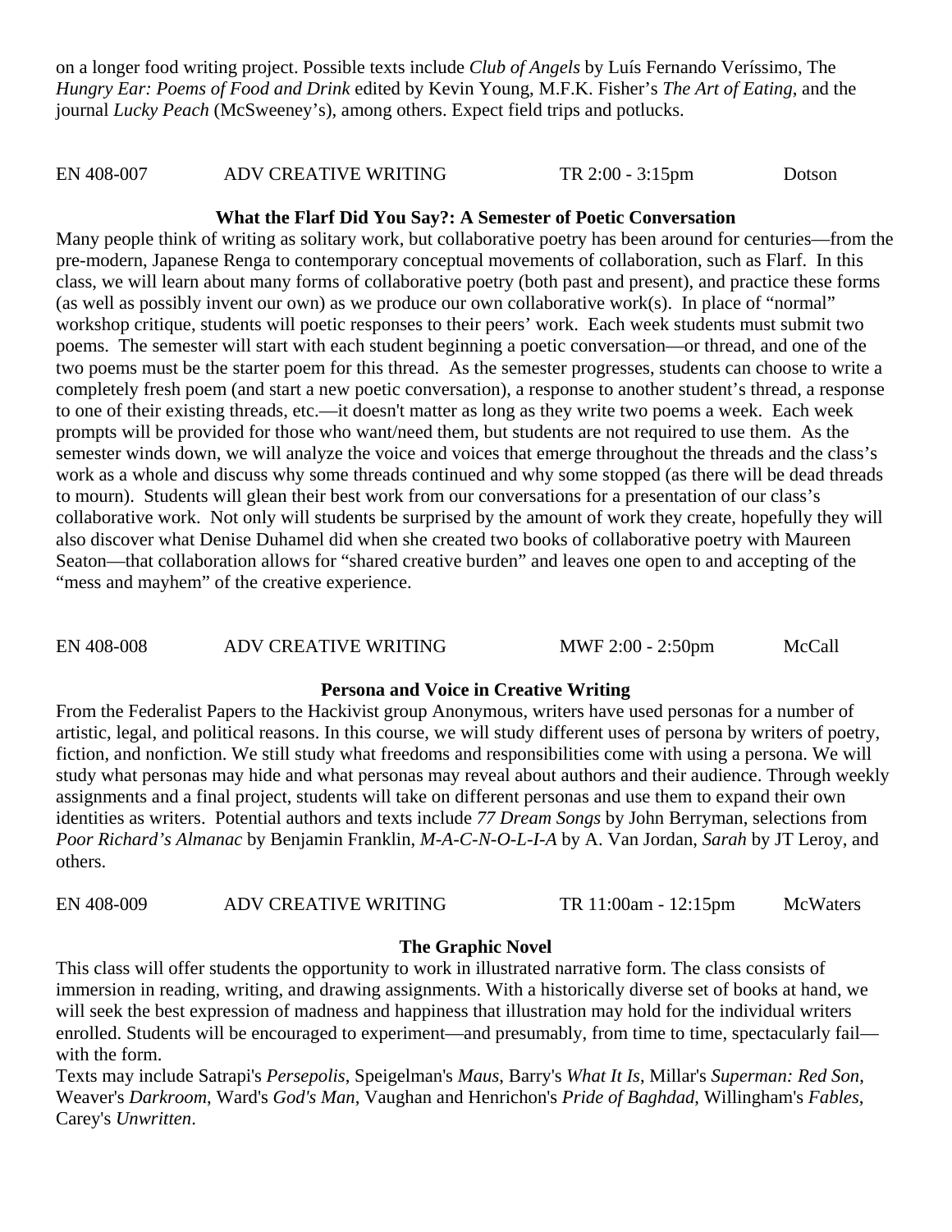on a longer food writing project. Possible texts include *Club of Angels* by Luís Fernando Veríssimo, The *Hungry Ear: Poems of Food and Drink* edited by Kevin Young, M.F.K. Fisher's *The Art of Eating*, and the journal *Lucky Peach* (McSweeney's), among others. Expect field trips and potlucks.

| EN 408-007 | ADV CREATIVE WRITING | TR 2:00 - 3:15pm | Dotson |
|---|---|---|---|

**What the Flarf Did You Say?: A Semester of Poetic Conversation**

Many people think of writing as solitary work, but collaborative poetry has been around for centuries—from the pre-modern, Japanese Renga to contemporary conceptual movements of collaboration, such as Flarf. In this class, we will learn about many forms of collaborative poetry (both past and present), and practice these forms (as well as possibly invent our own) as we produce our own collaborative work(s). In place of "normal" workshop critique, students will poetic responses to their peers' work. Each week students must submit two poems. The semester will start with each student beginning a poetic conversation—or thread, and one of the two poems must be the starter poem for this thread. As the semester progresses, students can choose to write a completely fresh poem (and start a new poetic conversation), a response to another student's thread, a response to one of their existing threads, etc.—it doesn't matter as long as they write two poems a week. Each week prompts will be provided for those who want/need them, but students are not required to use them. As the semester winds down, we will analyze the voice and voices that emerge throughout the threads and the class's work as a whole and discuss why some threads continued and why some stopped (as there will be dead threads to mourn). Students will glean their best work from our conversations for a presentation of our class's collaborative work. Not only will students be surprised by the amount of work they create, hopefully they will also discover what Denise Duhamel did when she created two books of collaborative poetry with Maureen Seaton—that collaboration allows for "shared creative burden" and leaves one open to and accepting of the "mess and mayhem" of the creative experience.

| EN 408-008 | ADV CREATIVE WRITING | MWF 2:00 - 2:50pm | McCall |
|---|---|---|---|

**Persona and Voice in Creative Writing**

From the Federalist Papers to the Hackivist group Anonymous, writers have used personas for a number of artistic, legal, and political reasons. In this course, we will study different uses of persona by writers of poetry, fiction, and nonfiction. We still study what freedoms and responsibilities come with using a persona. We will study what personas may hide and what personas may reveal about authors and their audience. Through weekly assignments and a final project, students will take on different personas and use them to expand their own identities as writers. Potential authors and texts include *77 Dream Songs* by John Berryman, selections from *Poor Richard's Almanac* by Benjamin Franklin, *M-A-C-N-O-L-I-A* by A. Van Jordan, *Sarah* by JT Leroy, and others.

| EN 408-009 | ADV CREATIVE WRITING | TR 11:00am - 12:15pm | McWaters |
|---|---|---|---|

**The Graphic Novel**

This class will offer students the opportunity to work in illustrated narrative form. The class consists of immersion in reading, writing, and drawing assignments. With a historically diverse set of books at hand, we will seek the best expression of madness and happiness that illustration may hold for the individual writers enrolled. Students will be encouraged to experiment—and presumably, from time to time, spectacularly fail—with the form.

Texts may include Satrapi's *Persepolis*, Speigelman's *Maus*, Barry's *What It Is*, Millar's *Superman: Red Son*, Weaver's *Darkroom*, Ward's *God's Man*, Vaughan and Henrichon's *Pride of Baghdad*, Willingham's *Fables*, Carey's *Unwritten*.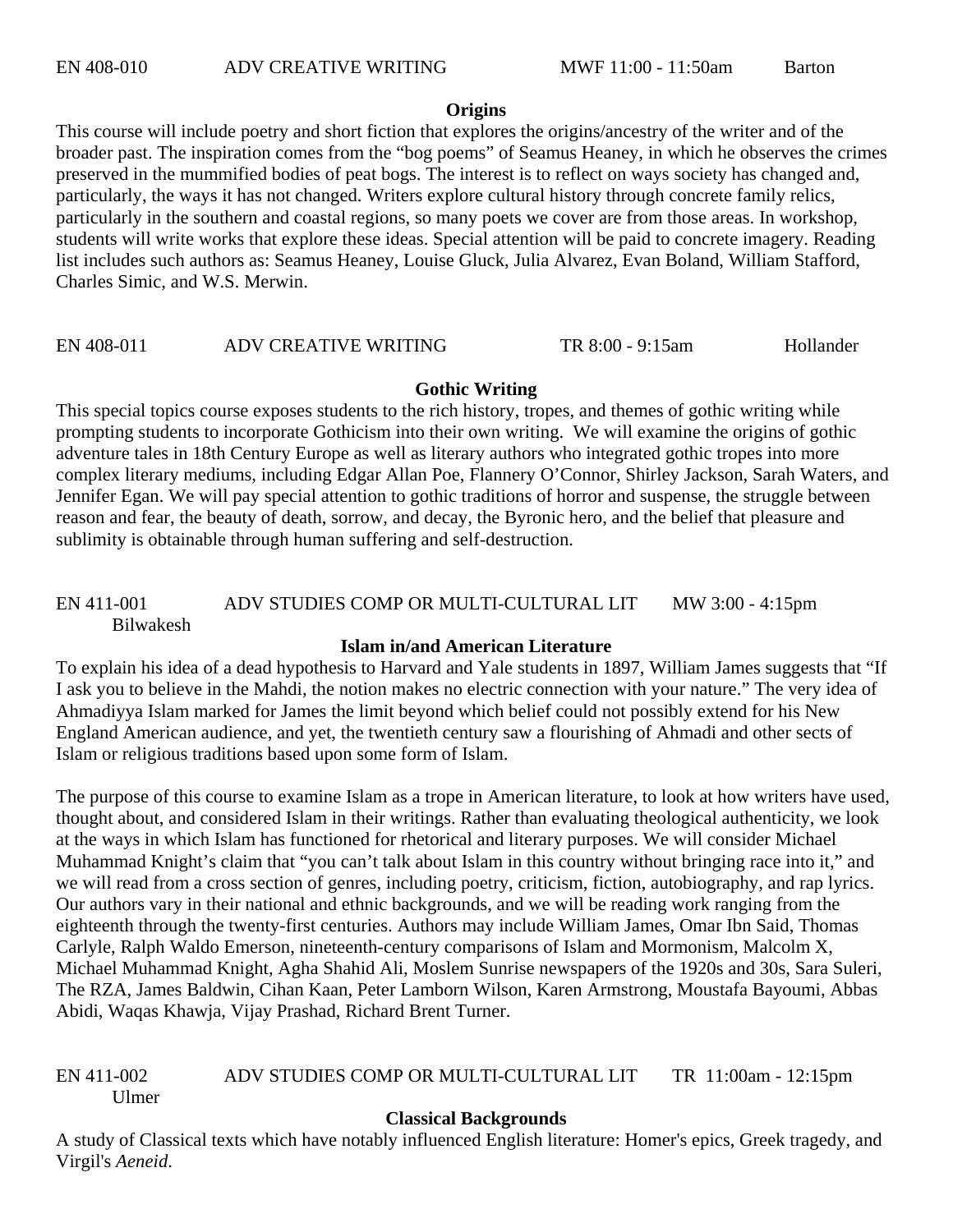EN 408-010 ADV CREATIVE WRITING MWF 11:00 - 11:50am Barton

**Origins**

This course will include poetry and short fiction that explores the origins/ancestry of the writer and of the broader past. The inspiration comes from the "bog poems" of Seamus Heaney, in which he observes the crimes preserved in the mummified bodies of peat bogs. The interest is to reflect on ways society has changed and, particularly, the ways it has not changed. Writers explore cultural history through concrete family relics, particularly in the southern and coastal regions, so many poets we cover are from those areas. In workshop, students will write works that explore these ideas. Special attention will be paid to concrete imagery. Reading list includes such authors as: Seamus Heaney, Louise Gluck, Julia Alvarez, Evan Boland, William Stafford, Charles Simic, and W.S. Merwin.

EN 408-011 ADV CREATIVE WRITING TR 8:00 - 9:15am Hollander

**Gothic Writing**

This special topics course exposes students to the rich history, tropes, and themes of gothic writing while prompting students to incorporate Gothicism into their own writing. We will examine the origins of gothic adventure tales in 18th Century Europe as well as literary authors who integrated gothic tropes into more complex literary mediums, including Edgar Allan Poe, Flannery O'Connor, Shirley Jackson, Sarah Waters, and Jennifer Egan. We will pay special attention to gothic traditions of horror and suspense, the struggle between reason and fear, the beauty of death, sorrow, and decay, the Byronic hero, and the belief that pleasure and sublimity is obtainable through human suffering and self-destruction.

EN 411-001 ADV STUDIES COMP OR MULTI-CULTURAL LIT MW 3:00 - 4:15pm Bilwakesh

**Islam in/and American Literature**

To explain his idea of a dead hypothesis to Harvard and Yale students in 1897, William James suggests that "If I ask you to believe in the Mahdi, the notion makes no electric connection with your nature." The very idea of Ahmadiyya Islam marked for James the limit beyond which belief could not possibly extend for his New England American audience, and yet, the twentieth century saw a flourishing of Ahmadi and other sects of Islam or religious traditions based upon some form of Islam.

The purpose of this course to examine Islam as a trope in American literature, to look at how writers have used, thought about, and considered Islam in their writings. Rather than evaluating theological authenticity, we look at the ways in which Islam has functioned for rhetorical and literary purposes. We will consider Michael Muhammad Knight's claim that "you can't talk about Islam in this country without bringing race into it," and we will read from a cross section of genres, including poetry, criticism, fiction, autobiography, and rap lyrics. Our authors vary in their national and ethnic backgrounds, and we will be reading work ranging from the eighteenth through the twenty-first centuries. Authors may include William James, Omar Ibn Said, Thomas Carlyle, Ralph Waldo Emerson, nineteenth-century comparisons of Islam and Mormonism, Malcolm X, Michael Muhammad Knight, Agha Shahid Ali, Moslem Sunrise newspapers of the 1920s and 30s, Sara Suleri, The RZA, James Baldwin, Cihan Kaan, Peter Lamborn Wilson, Karen Armstrong, Moustafa Bayoumi, Abbas Abidi, Waqas Khawja, Vijay Prashad, Richard Brent Turner.

EN 411-002 ADV STUDIES COMP OR MULTI-CULTURAL LIT TR 11:00am - 12:15pm Ulmer

**Classical Backgrounds**

A study of Classical texts which have notably influenced English literature: Homer's epics, Greek tragedy, and Virgil's *Aeneid*.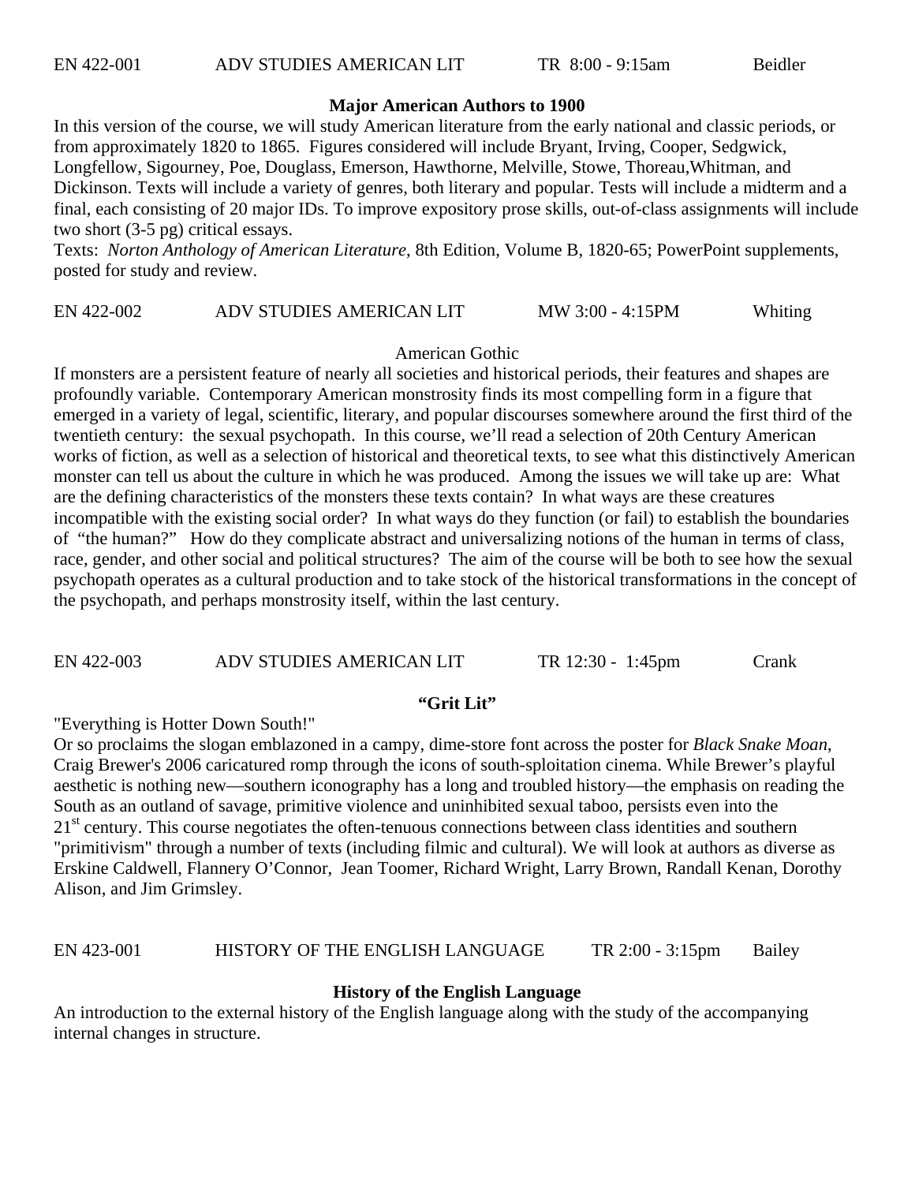EN 422-001 ADV STUDIES AMERICAN LIT TR 8:00 - 9:15am Beidler

**Major American Authors to 1900**

In this version of the course, we will study American literature from the early national and classic periods, or from approximately 1820 to 1865. Figures considered will include Bryant, Irving, Cooper, Sedgwick, Longfellow, Sigourney, Poe, Douglass, Emerson, Hawthorne, Melville, Stowe, Thoreau,Whitman, and Dickinson. Texts will include a variety of genres, both literary and popular. Tests will include a midterm and a final, each consisting of 20 major IDs. To improve expository prose skills, out-of-class assignments will include two short (3-5 pg) critical essays.

Texts: *Norton Anthology of American Literature*, 8th Edition, Volume B, 1820-65; PowerPoint supplements, posted for study and review.

EN 422-002 ADV STUDIES AMERICAN LIT MW 3:00 - 4:15PM Whiting

American Gothic

If monsters are a persistent feature of nearly all societies and historical periods, their features and shapes are profoundly variable. Contemporary American monstrosity finds its most compelling form in a figure that emerged in a variety of legal, scientific, literary, and popular discourses somewhere around the first third of the twentieth century: the sexual psychopath. In this course, we'll read a selection of 20th Century American works of fiction, as well as a selection of historical and theoretical texts, to see what this distinctively American monster can tell us about the culture in which he was produced. Among the issues we will take up are: What are the defining characteristics of the monsters these texts contain? In what ways are these creatures incompatible with the existing social order? In what ways do they function (or fail) to establish the boundaries of "the human?" How do they complicate abstract and universalizing notions of the human in terms of class, race, gender, and other social and political structures? The aim of the course will be both to see how the sexual psychopath operates as a cultural production and to take stock of the historical transformations in the concept of the psychopath, and perhaps monstrosity itself, within the last century.

EN 422-003 ADV STUDIES AMERICAN LIT TR 12:30 - 1:45pm Crank

**"Grit Lit"**

"Everything is Hotter Down South!"

Or so proclaims the slogan emblazoned in a campy, dime-store font across the poster for *Black Snake Moan*, Craig Brewer's 2006 caricatured romp through the icons of south-sploitation cinema. While Brewer's playful aesthetic is nothing new—southern iconography has a long and troubled history—the emphasis on reading the South as an outland of savage, primitive violence and uninhibited sexual taboo, persists even into the 21st century. This course negotiates the often-tenuous connections between class identities and southern "primitivism" through a number of texts (including filmic and cultural). We will look at authors as diverse as Erskine Caldwell, Flannery O'Connor, Jean Toomer, Richard Wright, Larry Brown, Randall Kenan, Dorothy Alison, and Jim Grimsley.

EN 423-001 HISTORY OF THE ENGLISH LANGUAGE TR 2:00 - 3:15pm Bailey

**History of the English Language**

An introduction to the external history of the English language along with the study of the accompanying internal changes in structure.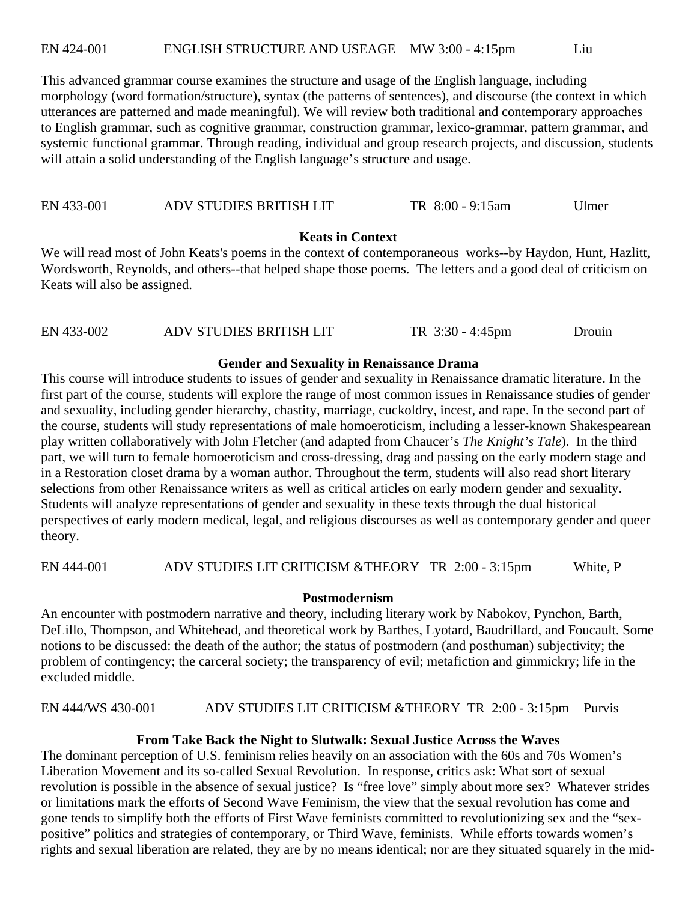EN 424-001 ENGLISH STRUCTURE AND USEAGE MW 3:00 - 4:15pm Liu

This advanced grammar course examines the structure and usage of the English language, including morphology (word formation/structure), syntax (the patterns of sentences), and discourse (the context in which utterances are patterned and made meaningful). We will review both traditional and contemporary approaches to English grammar, such as cognitive grammar, construction grammar, lexico-grammar, pattern grammar, and systemic functional grammar. Through reading, individual and group research projects, and discussion, students will attain a solid understanding of the English language's structure and usage.

EN 433-001 ADV STUDIES BRITISH LIT TR 8:00 - 9:15am Ulmer

**Keats in Context**

We will read most of John Keats's poems in the context of contemporaneous works--by Haydon, Hunt, Hazlitt, Wordsworth, Reynolds, and others--that helped shape those poems. The letters and a good deal of criticism on Keats will also be assigned.

EN 433-002 ADV STUDIES BRITISH LIT TR 3:30 - 4:45pm Drouin

**Gender and Sexuality in Renaissance Drama**

This course will introduce students to issues of gender and sexuality in Renaissance dramatic literature. In the first part of the course, students will explore the range of most common issues in Renaissance studies of gender and sexuality, including gender hierarchy, chastity, marriage, cuckoldry, incest, and rape. In the second part of the course, students will study representations of male homoeroticism, including a lesser-known Shakespearean play written collaboratively with John Fletcher (and adapted from Chaucer's *The Knight's Tale*). In the third part, we will turn to female homoeroticism and cross-dressing, drag and passing on the early modern stage and in a Restoration closet drama by a woman author. Throughout the term, students will also read short literary selections from other Renaissance writers as well as critical articles on early modern gender and sexuality. Students will analyze representations of gender and sexuality in these texts through the dual historical perspectives of early modern medical, legal, and religious discourses as well as contemporary gender and queer theory.

EN 444-001 ADV STUDIES LIT CRITICISM &THEORY TR 2:00 - 3:15pm White, P

**Postmodernism**

An encounter with postmodern narrative and theory, including literary work by Nabokov, Pynchon, Barth, DeLillo, Thompson, and Whitehead, and theoretical work by Barthes, Lyotard, Baudrillard, and Foucault. Some notions to be discussed: the death of the author; the status of postmodern (and posthuman) subjectivity; the problem of contingency; the carceral society; the transparency of evil; metafiction and gimmickry; life in the excluded middle.

EN 444/WS 430-001 ADV STUDIES LIT CRITICISM &THEORY TR 2:00 - 3:15pm Purvis

**From Take Back the Night to Slutwalk: Sexual Justice Across the Waves**

The dominant perception of U.S. feminism relies heavily on an association with the 60s and 70s Women's Liberation Movement and its so-called Sexual Revolution. In response, critics ask: What sort of sexual revolution is possible in the absence of sexual justice? Is "free love" simply about more sex? Whatever strides or limitations mark the efforts of Second Wave Feminism, the view that the sexual revolution has come and gone tends to simplify both the efforts of First Wave feminists committed to revolutionizing sex and the "sex-positive" politics and strategies of contemporary, or Third Wave, feminists. While efforts towards women's rights and sexual liberation are related, they are by no means identical; nor are they situated squarely in the mid-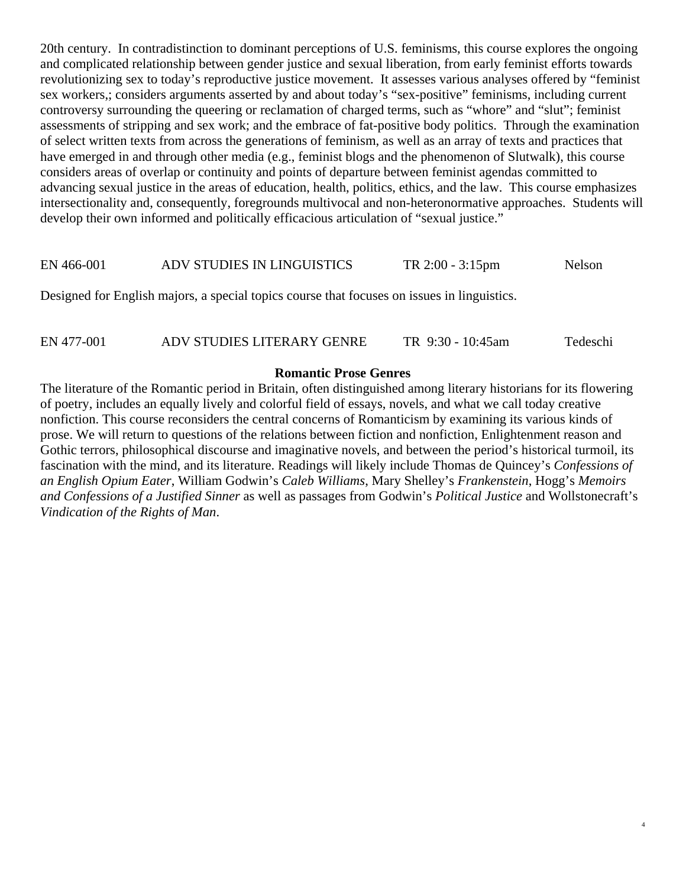20th century. In contradistinction to dominant perceptions of U.S. feminisms, this course explores the ongoing and complicated relationship between gender justice and sexual liberation, from early feminist efforts towards revolutionizing sex to today's reproductive justice movement. It assesses various analyses offered by "feminist sex workers,; considers arguments asserted by and about today's "sex-positive" feminisms, including current controversy surrounding the queering or reclamation of charged terms, such as "whore" and "slut"; feminist assessments of stripping and sex work; and the embrace of fat-positive body politics. Through the examination of select written texts from across the generations of feminism, as well as an array of texts and practices that have emerged in and through other media (e.g., feminist blogs and the phenomenon of Slutwalk), this course considers areas of overlap or continuity and points of departure between feminist agendas committed to advancing sexual justice in the areas of education, health, politics, ethics, and the law. This course emphasizes intersectionality and, consequently, foregrounds multivocal and non-heteronormative approaches. Students will develop their own informed and politically efficacious articulation of "sexual justice."

EN 466-001 ADV STUDIES IN LINGUISTICS TR 2:00 - 3:15pm Nelson

Designed for English majors, a special topics course that focuses on issues in linguistics.

EN 477-001 ADV STUDIES LITERARY GENRE TR 9:30 - 10:45am Tedeschi

**Romantic Prose Genres**

The literature of the Romantic period in Britain, often distinguished among literary historians for its flowering of poetry, includes an equally lively and colorful field of essays, novels, and what we call today creative nonfiction. This course reconsiders the central concerns of Romanticism by examining its various kinds of prose. We will return to questions of the relations between fiction and nonfiction, Enlightenment reason and Gothic terrors, philosophical discourse and imaginative novels, and between the period's historical turmoil, its fascination with the mind, and its literature. Readings will likely include Thomas de Quincey's *Confessions of an English Opium Eater*, William Godwin's *Caleb Williams*, Mary Shelley's *Frankenstein*, Hogg's *Memoirs and Confessions of a Justified Sinner* as well as passages from Godwin's *Political Justice* and Wollstonecraft's *Vindication of the Rights of Man*.